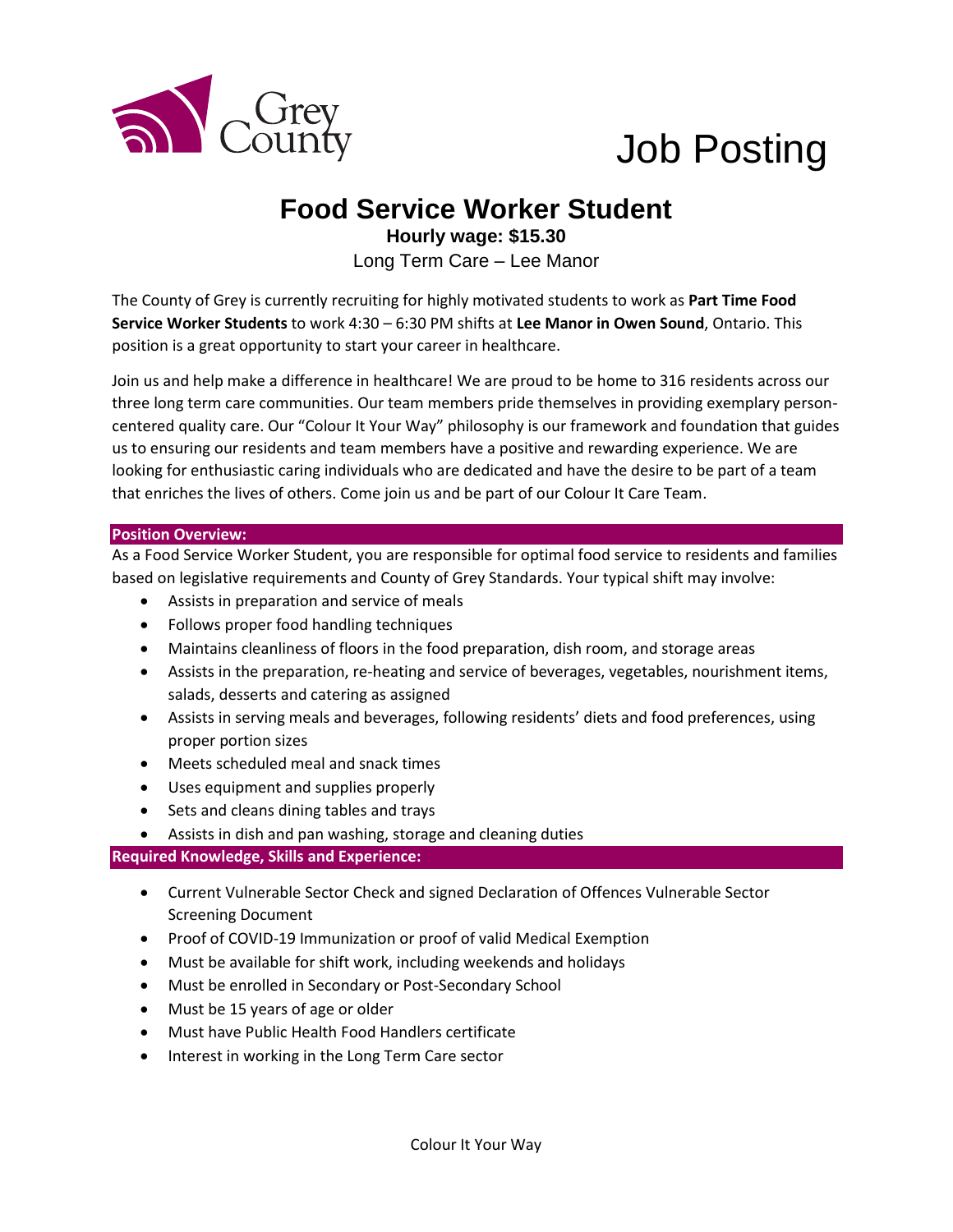Grey County

# Job Posting

## Food Service Worker Student

**Hourly wage: $15.30**

Long Term Care – Lee Manor

The County of Grey is currently recruiting for highly motivated students to work as **Part Time Food Service Worker Students** to work 4:30 – 6:30 PM shifts at **Lee Manor in Owen Sound**, Ontario. This position is a great opportunity to start your career in healthcare.

Join us and help make a difference in healthcare! We are proud to be home to 316 residents across our three long term care communities. Our team members pride themselves in providing exemplary person-centered quality care. Our "Colour It Your Way" philosophy is our framework and foundation that guides us to ensuring our residents and team members have a positive and rewarding experience. We are looking for enthusiastic caring individuals who are dedicated and have the desire to be part of a team that enriches the lives of others. Come join us and be part of our Colour It Care Team.

### Position Overview:

As a Food Service Worker Student, you are responsible for optimal food service to residents and families based on legislative requirements and County of Grey Standards. Your typical shift may involve:

- Assists in preparation and service of meals
- Follows proper food handling techniques
- Maintains cleanliness of floors in the food preparation, dish room, and storage areas
- Assists in the preparation, re-heating and service of beverages, vegetables, nourishment items, salads, desserts and catering as assigned
- Assists in serving meals and beverages, following residents' diets and food preferences, using proper portion sizes
- Meets scheduled meal and snack times
- Uses equipment and supplies properly
- Sets and cleans dining tables and trays
- Assists in dish and pan washing, storage and cleaning duties

### Required Knowledge, Skills and Experience:

- Current Vulnerable Sector Check and signed Declaration of Offences Vulnerable Sector Screening Document
- Proof of COVID-19 Immunization or proof of valid Medical Exemption
- Must be available for shift work, including weekends and holidays
- Must be enrolled in Secondary or Post-Secondary School
- Must be 15 years of age or older
- Must have Public Health Food Handlers certificate
- Interest in working in the Long Term Care sector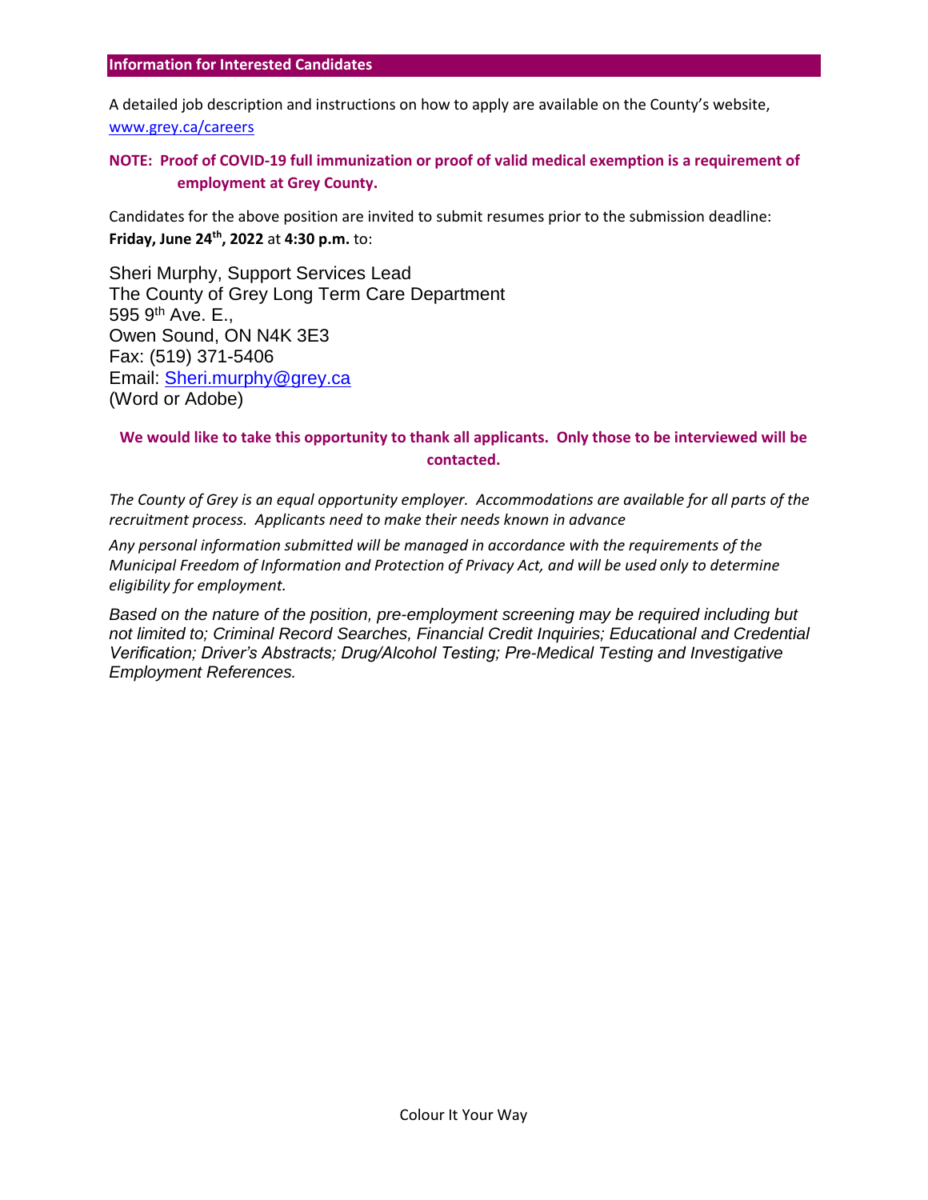## Information for Interested Candidates

A detailed job description and instructions on how to apply are available on the County's website, www.grey.ca/careers

**NOTE: Proof of COVID-19 full immunization or proof of valid medical exemption is a requirement of employment at Grey County.**

Candidates for the above position are invited to submit resumes prior to the submission deadline: **Friday, June 24th, 2022** at **4:30 p.m.** to:

Sheri Murphy, Support Services Lead
The County of Grey Long Term Care Department
595 9th Ave. E.,
Owen Sound, ON N4K 3E3
Fax: (519) 371-5406
Email: Sheri.murphy@grey.ca
(Word or Adobe)

**We would like to take this opportunity to thank all applicants. Only those to be interviewed will be contacted.**

*The County of Grey is an equal opportunity employer. Accommodations are available for all parts of the recruitment process. Applicants need to make their needs known in advance*

*Any personal information submitted will be managed in accordance with the requirements of the Municipal Freedom of Information and Protection of Privacy Act, and will be used only to determine eligibility for employment.*

*Based on the nature of the position, pre-employment screening may be required including but not limited to; Criminal Record Searches, Financial Credit Inquiries; Educational and Credential Verification; Driver's Abstracts; Drug/Alcohol Testing; Pre-Medical Testing and Investigative Employment References.*

Colour It Your Way